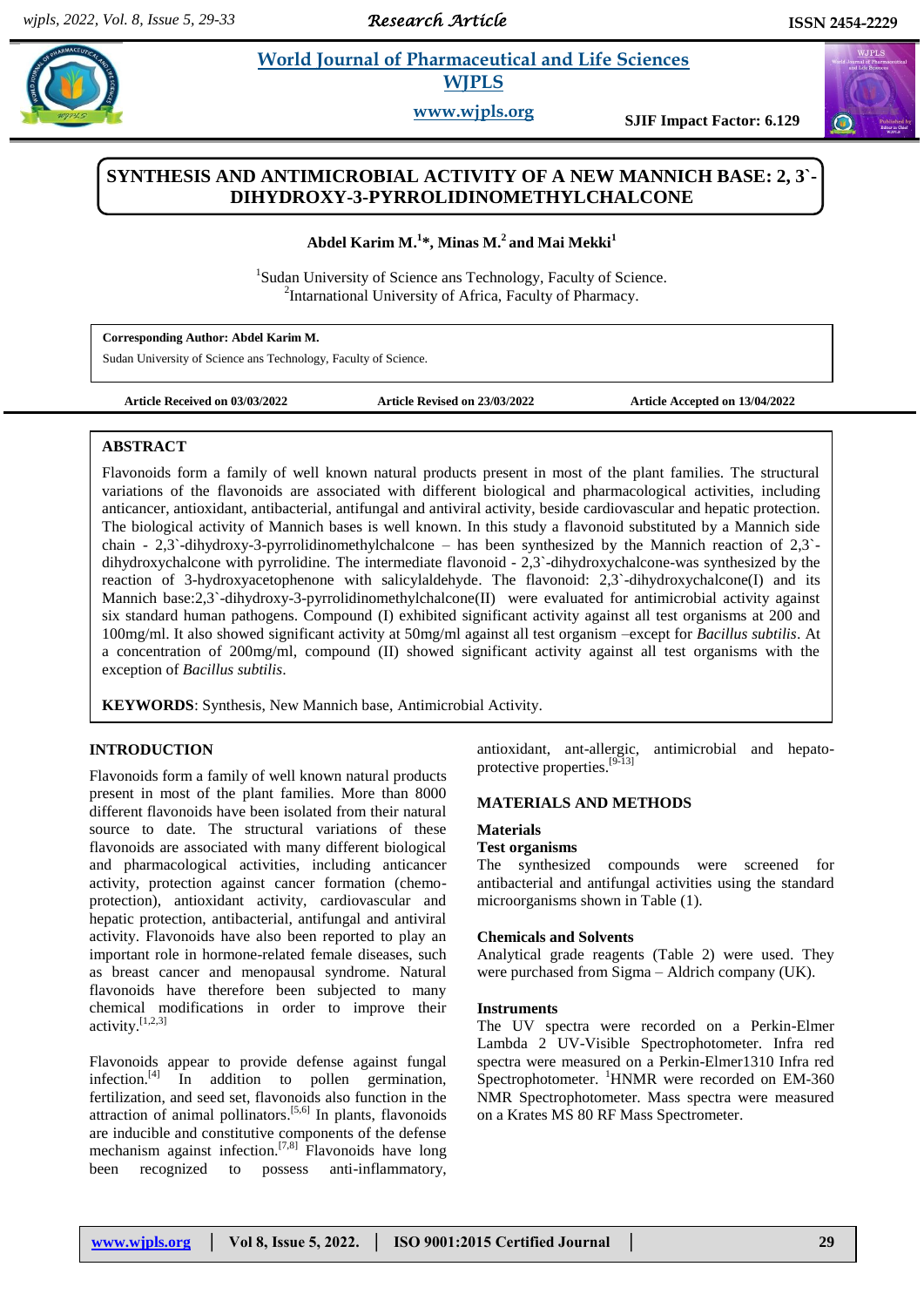# SYNTHESIS AND ANTIMICROBIAL ACTIVITY OF A NEW MANNICH BASE: 2, 3`-DIHYDROXY-3-PYRROLIDINOMETHYLCHALCONE

**Abdel Karim M.[1]\*, Minas M.[2] and Mai Mekki[1]**

[1]Sudan University of Science ans Technology, Faculty of Science.
[2]Intarnational University of Africa, Faculty of Pharmacy.

**Corresponding Author: Abdel Karim M.**
Sudan University of Science ans Technology, Faculty of Science.

**Article Received on 03/03/2022** | **Article Revised on 23/03/2022** | **Article Accepted on 13/04/2022**

## ABSTRACT

Flavonoids form a family of well known natural products present in most of the plant families. The structural variations of the flavonoids are associated with different biological and pharmacological activities, including anticancer, antioxidant, antibacterial, antifungal and antiviral activity, beside cardiovascular and hepatic protection. The biological activity of Mannich bases is well known. In this study a flavonoid substituted by a Mannich side chain - 2,3`-dihydroxy-3-pyrrolidinomethylchalcone – has been synthesized by the Mannich reaction of 2,3`-dihydroxychalcone with pyrrolidine. The intermediate flavonoid - 2,3`-dihydroxychalcone-was synthesized by the reaction of 3-hydroxyacetophenone with salicylaldehyde. The flavonoid: 2,3`-dihydroxychalcone(I) and its Mannich base:2,3`-dihydroxy-3-pyrrolidinomethylchalcone(II) were evaluated for antimicrobial activity against six standard human pathogens. Compound (I) exhibited significant activity against all test organisms at 200 and 100mg/ml. It also showed significant activity at 50mg/ml against all test organism –except for *Bacillus subtilis*. At a concentration of 200mg/ml, compound (II) showed significant activity against all test organisms with the exception of *Bacillus subtilis*.

**KEYWORDS**: Synthesis, New Mannich base, Antimicrobial Activity.

## INTRODUCTION

Flavonoids form a family of well known natural products present in most of the plant families. More than 8000 different flavonoids have been isolated from their natural source to date. The structural variations of these flavonoids are associated with many different biological and pharmacological activities, including anticancer activity, protection against cancer formation (chemo-protection), antioxidant activity, cardiovascular and hepatic protection, antibacterial, antifungal and antiviral activity. Flavonoids have also been reported to play an important role in hormone-related female diseases, such as breast cancer and menopausal syndrome. Natural flavonoids have therefore been subjected to many chemical modifications in order to improve their activity.[1,2,3]

Flavonoids appear to provide defense against fungal infection.[4] In addition to pollen germination, fertilization, and seed set, flavonoids also function in the attraction of animal pollinators.[5,6] In plants, flavonoids are inducible and constitutive components of the defense mechanism against infection.[7,8] Flavonoids have long been recognized to possess anti-inflammatory, antioxidant, ant-allergic, antimicrobial and hepato-protective properties.[9-13]

## MATERIALS AND METHODS

### Materials

#### Test organisms

The synthesized compounds were screened for antibacterial and antifungal activities using the standard microorganisms shown in Table (1).

#### Chemicals and Solvents

Analytical grade reagents (Table 2) were used. They were purchased from Sigma – Aldrich company (UK).

#### Instruments

The UV spectra were recorded on a Perkin-Elmer Lambda 2 UV-Visible Spectrophotometer. Infra red spectra were measured on a Perkin-Elmer1310 Infra red Spectrophotometer. [1]HNMR were recorded on EM-360 NMR Spectrophotometer. Mass spectra were measured on a Krates MS 80 RF Mass Spectrometer.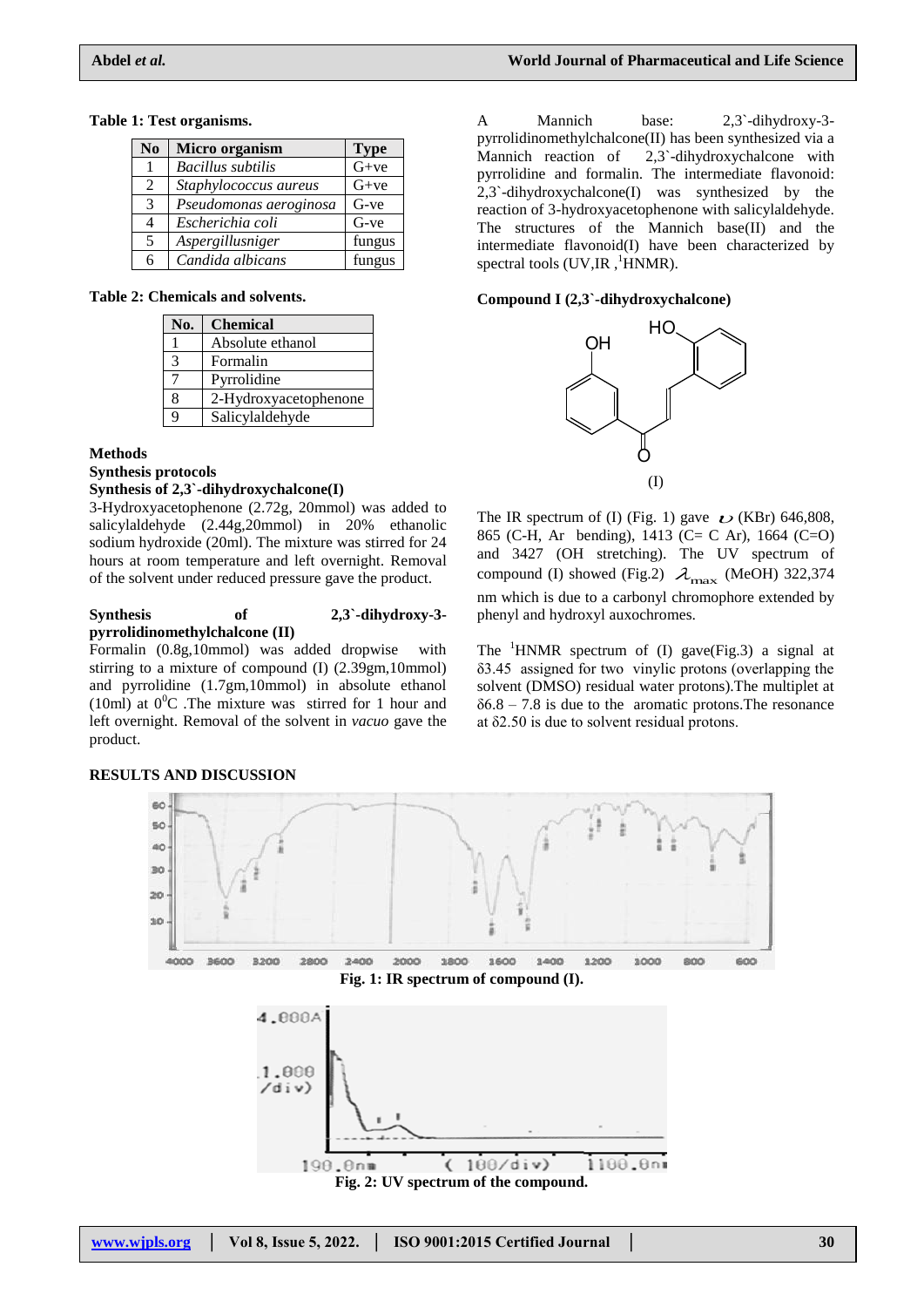**Table 1: Test organisms.**

| No | Micro organism | Type |
|---|---|---|
| 1 | *Bacillus subtilis* | G+ve |
| 2 | *Staphylococcus aureus* | G+ve |
| 3 | *Pseudomonas aeroginosa* | G-ve |
| 4 | *Escherichia coli* | G-ve |
| 5 | *Aspergillusniger* | fungus |
| 6 | *Candida albicans* | fungus |

**Table 2: Chemicals and solvents.**

| No. | Chemical |
|---|---|
| 1 | Absolute ethanol |
| 3 | Formalin |
| 7 | Pyrrolidine |
| 8 | 2-Hydroxyacetophenone |
| 9 | Salicylaldehyde |

**Methods**

**Synthesis protocols**

**Synthesis of 2,3`-dihydroxychalcone(I)**

3-Hydroxyacetophenone (2.72g, 20mmol) was added to salicylaldehyde (2.44g,20mmol) in 20% ethanolic sodium hydroxide (20ml). The mixture was stirred for 24 hours at room temperature and left overnight. Removal of the solvent under reduced pressure gave the product.

**Synthesis of 2,3`-dihydroxy-3-pyrrolidinomethylchalcone (II)**

Formalin (0.8g,10mmol) was added dropwise with stirring to a mixture of compound (I) (2.39gm,10mmol) and pyrrolidine (1.7gm,10mmol) in absolute ethanol (10ml) at $0^0$C .The mixture was stirred for 1 hour and left overnight. Removal of the solvent in *vacuo* gave the product.

**RESULTS AND DISCUSSION**

A Mannich base: 2,3`-dihydroxy-3-pyrrolidinomethylchalcone(II) has been synthesized via a Mannich reaction of 2,3`-dihydroxychalcone with pyrrolidine and formalin. The intermediate flavonoid: 2,3`-dihydroxychalcone(I) was synthesized by the reaction of 3-hydroxyacetophenone with salicylaldehyde. The structures of the Mannich base(II) and the intermediate flavonoid(I) have been characterized by spectral tools (UV,IR ,[1]HNMR).

**Compound I (2,3`-dihydroxychalcone)**

(I)

The IR spectrum of (I) (Fig. 1) gave $\upsilon$ (KBr) 646,808, 865 (C-H, Ar bending), 1413 (C= C Ar), 1664 (C=O) and 3427 (OH stretching). The UV spectrum of compound (I) showed (Fig.2) $\lambda_{max}$ (MeOH) 322,374 nm which is due to a carbonyl chromophore extended by phenyl and hydroxyl auxochromes.

The [1]HNMR spectrum of (I) gave(Fig.3) a signal at δ3.45 assigned for two vinylic protons (overlapping the solvent (DMSO) residual water protons).The multiplet at δ6.8 – 7.8 is due to the aromatic protons.The resonance at δ2.50 is due to solvent residual protons.

**Fig. 1: IR spectrum of compound (I).**

**Fig. 2: UV spectrum of the compound.**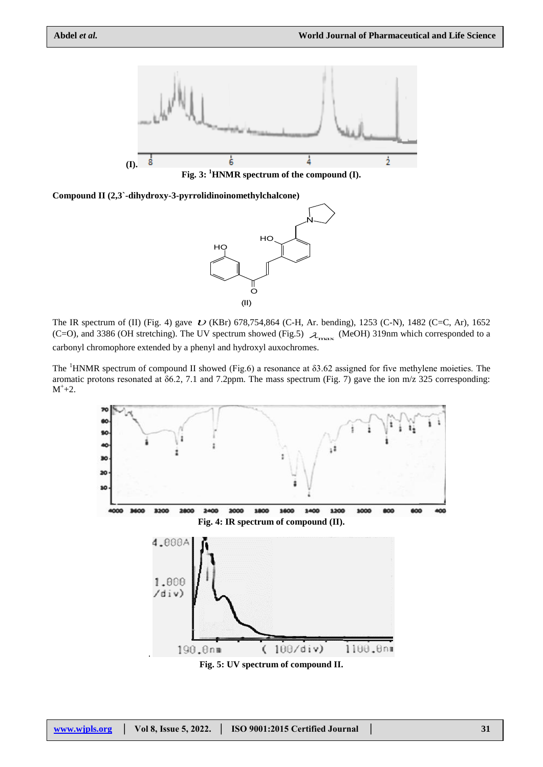Fig. 3: [1]HNMR spectrum of the compound (I).

**Compound II (2,3`-dihydroxy-3-pyrrolidinoinomethylchalcone)**

(II)

The IR spectrum of (II) (Fig. 4) gave $\upsilon$ (KBr) 678,754,864 (C-H, Ar. bending), 1253 (C-N), 1482 (C=C, Ar), 1652 (C=O), and 3386 (OH stretching). The UV spectrum showed (Fig.5) $\lambda_{max}$ (MeOH) 319nm which corresponded to a carbonyl chromophore extended by a phenyl and hydroxyl auxochromes.

The [1]HNMR spectrum of compound II showed (Fig.6) a resonance at δ3.62 assigned for five methylene moieties. The aromatic protons resonated at δ6.2, 7.1 and 7.2ppm. The mass spectrum (Fig. 7) gave the ion m/z 325 corresponding: $M^{+}$+2.

**Fig. 4: IR spectrum of compound (II).**

**Fig. 5: UV spectrum of compound II.**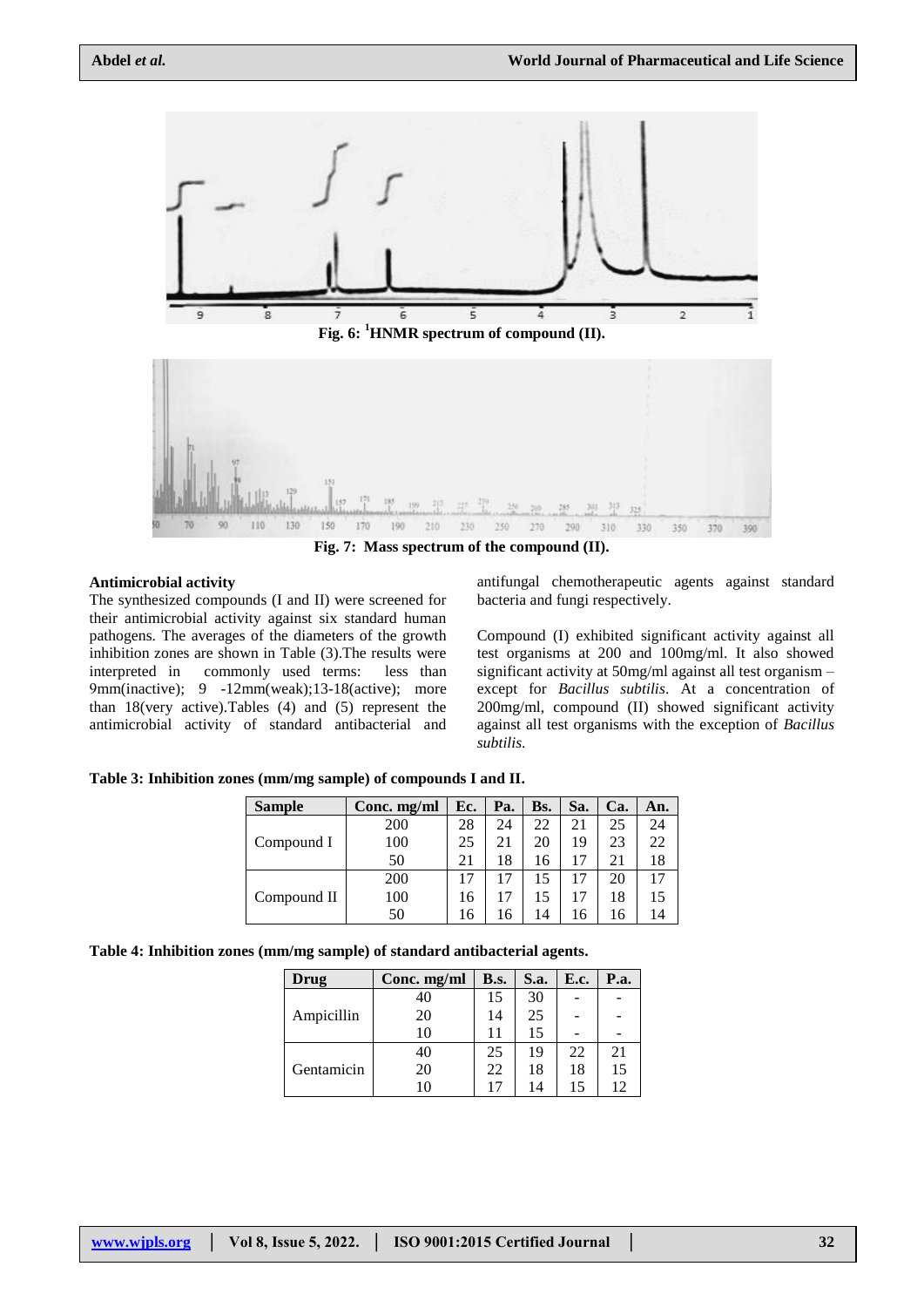Fig. 6: $^1$HNMR spectrum of compound (II).

Fig. 7: Mass spectrum of the compound (II).

## Antimicrobial activity

The synthesized compounds (I and II) were screened for their antimicrobial activity against six standard human pathogens. The averages of the diameters of the growth inhibition zones are shown in Table (3).The results were interpreted in commonly used terms: less than 9mm(inactive); 9 -12mm(weak);13-18(active); more than 18(very active).Tables (4) and (5) represent the antimicrobial activity of standard antibacterial and antifungal chemotherapeutic agents against standard bacteria and fungi respectively.

Compound (I) exhibited significant activity against all test organisms at 200 and 100mg/ml. It also showed significant activity at 50mg/ml against all test organism – except for *Bacillus subtilis*. At a concentration of 200mg/ml, compound (II) showed significant activity against all test organisms with the exception of *Bacillus subtilis.*

**Table 3: Inhibition zones (mm/mg sample) of compounds I and II.**

| Sample | Conc. mg/ml | Ec. | Pa. | Bs. | Sa. | Ca. | An. |
|---|---|---|---|---|---|---|---|
| Compound I | 200 | 28 | 24 | 22 | 21 | 25 | 24 |
| | 100 | 25 | 21 | 20 | 19 | 23 | 22 |
| | 50 | 21 | 18 | 16 | 17 | 21 | 18 |
| Compound II | 200 | 17 | 17 | 15 | 17 | 20 | 17 |
| | 100 | 16 | 17 | 15 | 17 | 18 | 15 |
| | 50 | 16 | 16 | 14 | 16 | 16 | 14 |

**Table 4: Inhibition zones (mm/mg sample) of standard antibacterial agents.**

| Drug | Conc. mg/ml | B.s. | S.a. | E.c. | P.a. |
|---|---|---|---|---|---|
| Ampicillin | 40 | 15 | 30 | - | - |
| | 20 | 14 | 25 | - | - |
| | 10 | 11 | 15 | - | - |
| Gentamicin | 40 | 25 | 19 | 22 | 21 |
| | 20 | 22 | 18 | 18 | 15 |
| | 10 | 17 | 14 | 15 | 12 |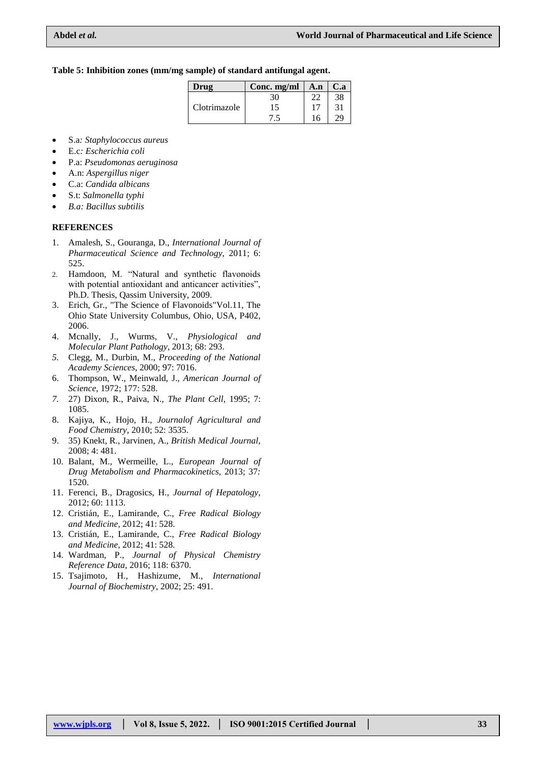**Table 5: Inhibition zones (mm/mg sample) of standard antifungal agent.**

| Drug | Conc. mg/ml | A.n | C.a |
|---|---|---|---|
| Clotrimazole | 30 | 22 | 38 |
| | 15 | 17 | 31 |
| | 7.5 | 16 | 29 |

- S.a*: Staphylococcus aureus*
- E.c*: Escherichia coli*
- P.a: *Pseudomonas aeruginosa*
- A.n: *Aspergillus niger*
- C.a: *Candida albicans*
- S.t: *Salmonella typhi*
- *B.a: Bacillus subtilis*

## REFERENCES

1. Amalesh, S., Gouranga, D., *International Journal of Pharmaceutical Science and Technology,* 2011; 6: 525.
2. Hamdoon, M. "Natural and synthetic flavonoids with potential antioxidant and anticancer activities", Ph.D. Thesis, Qassim University, 2009.
3. Erich, Gr., "The Science of Flavonoids"Vol.11, The Ohio State University Columbus, Ohio, USA, P402, 2006.
4. Mcnally, J., Wurms, V., *Physiological and Molecular Plant Pathology*, 2013; 68: 293.
5. Clegg, M., Durbin, M., *Proceeding of the National Academy Sciences*, 2000; 97: 7016.
6. Thompson, W., Meinwald, J., *American Journal of Science*, 1972; 177: 528.
7. 27) Dixon, R., Paiva, N., *The Plant Cell*, 1995; 7: 1085.
8. Kajiya, K., Hojo, H., *Journalof Agricultural and Food Chemistry*, 2010; 52: 3535.
9. 35) Knekt, R., Jarvinen, A., *British Medical Journal*, 2008; 4: 481.
10. Balant, M., Wermeille, L., *European Journal of Drug Metabolism and Pharmacokinetics,* 2013; 37: 1520.
11. Ferenci, B., Dragosics, H., *Journal of Hepatology*, 2012; 60: 1113.
12. Cristián, E., Lamirande, C., *Free Radical Biology and Medicine*, 2012; 41: 528.
13. Cristián, E., Lamirande, C., *Free Radical Biology and Medicine*, 2012; 41: 528.
14. Wardman, P., *Journal of Physical Chemistry Reference Data*, 2016; 118: 6370.
15. Tsajimoto, H., Hashizume, M., *International Journal of Biochemistry*, 2002; 25: 491.